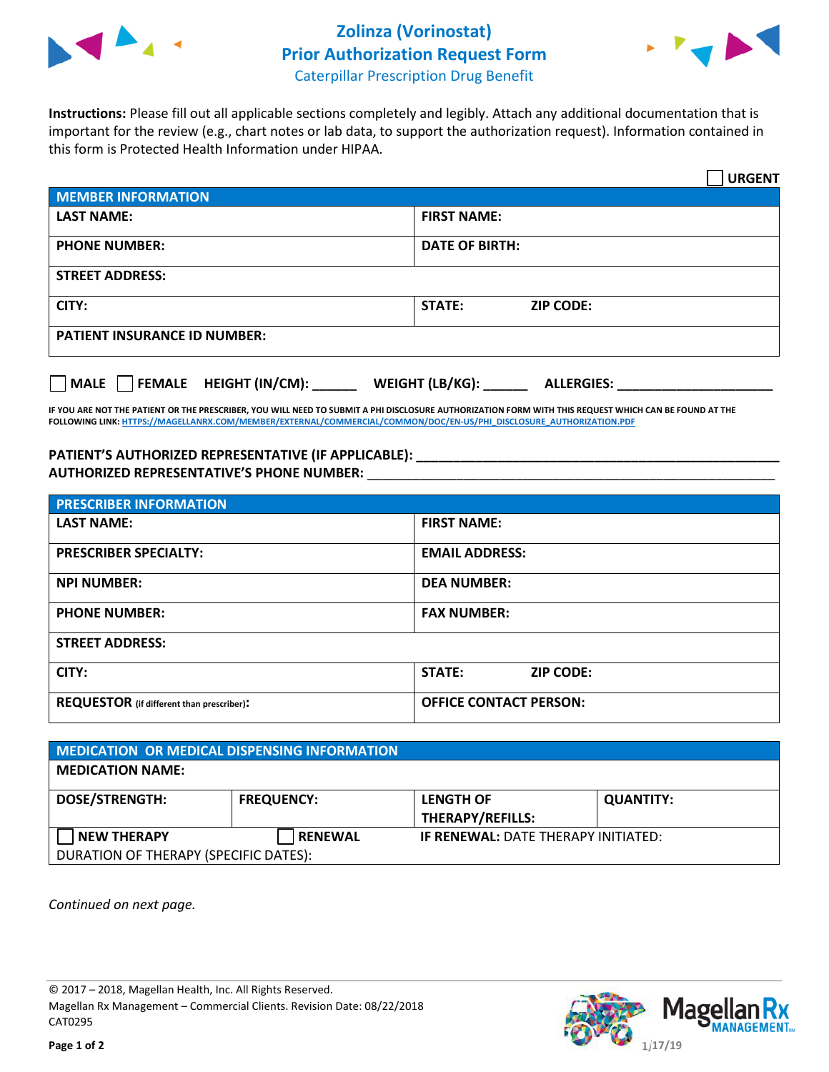# Zolinza (Vorinostat)
## Prior Authorization Request Form
### Caterpillar Prescription Drug Benefit

**Instructions:** Please fill out all applicable sections completely and legibly. Attach any additional documentation that is important for the review (e.g., chart notes or lab data, to support the authorization request). Information contained in this form is Protected Health Information under HIPAA.

☐ **URGENT**

| MEMBER INFORMATION | |
|---|---|
| **LAST NAME:** | **FIRST NAME:** |
| **PHONE NUMBER:** | **DATE OF BIRTH:** |
| **STREET ADDRESS:** | |
| **CITY:** | **STATE:** **ZIP CODE:** |
| **PATIENT INSURANCE ID NUMBER:** | |

☐ **MALE** ☐ **FEMALE** **HEIGHT (IN/CM):** ______ **WEIGHT (LB/KG):** ______ **ALLERGIES:** ____________________

**IF YOU ARE NOT THE PATIENT OR THE PRESCRIBER, YOU WILL NEED TO SUBMIT A PHI DISCLOSURE AUTHORIZATION FORM WITH THIS REQUEST WHICH CAN BE FOUND AT THE FOLLOWING LINK: HTTPS://MAGELLANRX.COM/MEMBER/EXTERNAL/COMMERCIAL/COMMON/DOC/EN-US/PHI_DISCLOSURE_AUTHORIZATION.PDF**

**PATIENT'S AUTHORIZED REPRESENTATIVE (IF APPLICABLE):** ____________________________________________

**AUTHORIZED REPRESENTATIVE'S PHONE NUMBER:** ____________________________________________

| PRESCRIBER INFORMATION | |
|---|---|
| **LAST NAME:** | **FIRST NAME:** |
| **PRESCRIBER SPECIALTY:** | **EMAIL ADDRESS:** |
| **NPI NUMBER:** | **DEA NUMBER:** |
| **PHONE NUMBER:** | **FAX NUMBER:** |
| **STREET ADDRESS:** | |
| **CITY:** | **STATE:** **ZIP CODE:** |
| **REQUESTOR** (if different than prescriber)**:** | **OFFICE CONTACT PERSON:** |

| MEDICATION OR MEDICAL DISPENSING INFORMATION | | | |
|---|---|---|---|
| **MEDICATION NAME:** | | | |
| **DOSE/STRENGTH:** | **FREQUENCY:** | **LENGTH OF THERAPY/REFILLS:** | **QUANTITY:** |
| ☐ **NEW THERAPY** | ☐ **RENEWAL** | **IF RENEWAL:** DATE THERAPY INITIATED: | |
| DURATION OF THERAPY (SPECIFIC DATES): | | | |

*Continued on next page.*

© 2017 – 2018, Magellan Health, Inc. All Rights Reserved.
Magellan Rx Management – Commercial Clients. Revision Date: 08/22/2018
CAT0295

1/17/19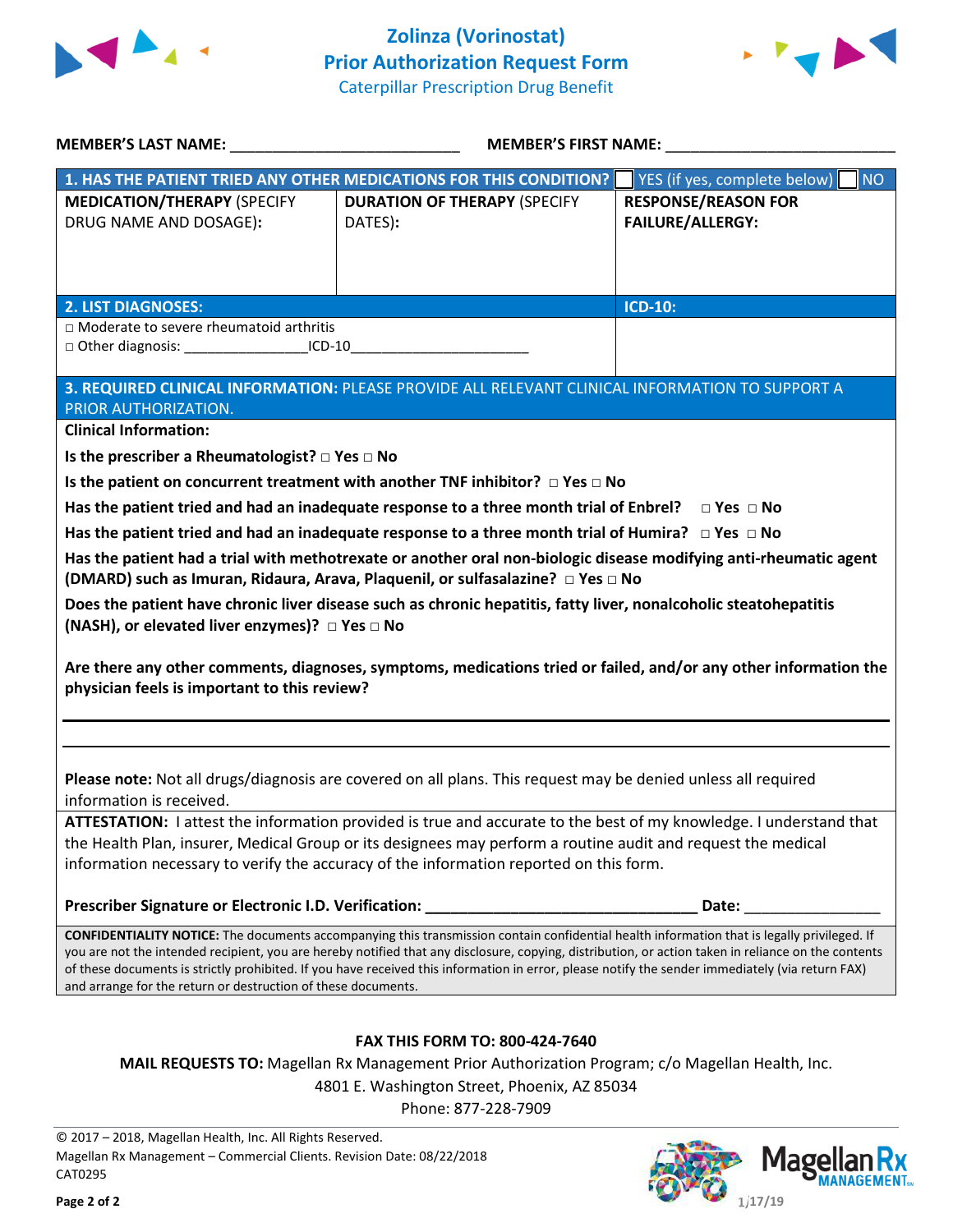# Zolinza (Vorinostat)
## Prior Authorization Request Form
Caterpillar Prescription Drug Benefit

**MEMBER'S LAST NAME:** ___________________________ **MEMBER'S FIRST NAME:** ___________________________

| **1. HAS THE PATIENT TRIED ANY OTHER MEDICATIONS FOR THIS CONDITION?** | | ☐ YES (if yes, complete below) ☐ NO |
|---|---|---|
| **MEDICATION/THERAPY** (SPECIFY DRUG NAME AND DOSAGE): | **DURATION OF THERAPY** (SPECIFY DATES): | **RESPONSE/REASON FOR FAILURE/ALLERGY:** |
| | | |

| **2. LIST DIAGNOSES:** | **ICD-10:** |
|---|---|
| □ Moderate to severe rheumatoid arthritis<br>□ Other diagnosis: _______________ICD-10______________________ | |

**3. REQUIRED CLINICAL INFORMATION:** PLEASE PROVIDE ALL RELEVANT CLINICAL INFORMATION TO SUPPORT A PRIOR AUTHORIZATION.

**Clinical Information:**

**Is the prescriber a Rheumatologist? □ Yes □ No**

**Is the patient on concurrent treatment with another TNF inhibitor? □ Yes □ No**

**Has the patient tried and had an inadequate response to a three month trial of Enbrel? □ Yes □ No**

**Has the patient tried and had an inadequate response to a three month trial of Humira? □ Yes □ No**

**Has the patient had a trial with methotrexate or another oral non-biologic disease modifying anti-rheumatic agent (DMARD) such as Imuran, Ridaura, Arava, Plaquenil, or sulfasalazine? □ Yes □ No**

**Does the patient have chronic liver disease such as chronic hepatitis, fatty liver, nonalcoholic steatohepatitis (NASH), or elevated liver enzymes)? □ Yes □ No**

**Are there any other comments, diagnoses, symptoms, medications tried or failed, and/or any other information the physician feels is important to this review?**

_______________________________________________________________________________

_______________________________________________________________________________

**Please note:** Not all drugs/diagnosis are covered on all plans. This request may be denied unless all required information is received.

**ATTESTATION:** I attest the information provided is true and accurate to the best of my knowledge. I understand that the Health Plan, insurer, Medical Group or its designees may perform a routine audit and request the medical information necessary to verify the accuracy of the information reported on this form.

**Prescriber Signature or Electronic I.D. Verification:** _______________________________ **Date:** _______________

**CONFIDENTIALITY NOTICE:** The documents accompanying this transmission contain confidential health information that is legally privileged. If you are not the intended recipient, you are hereby notified that any disclosure, copying, distribution, or action taken in reliance on the contents of these documents is strictly prohibited. If you have received this information in error, please notify the sender immediately (via return FAX) and arrange for the return or destruction of these documents.

**FAX THIS FORM TO: 800-424-7640**

**MAIL REQUESTS TO:** Magellan Rx Management Prior Authorization Program; c/o Magellan Health, Inc.
4801 E. Washington Street, Phoenix, AZ 85034
Phone: 877-228-7909

© 2017 – 2018, Magellan Health, Inc. All Rights Reserved.
Magellan Rx Management – Commercial Clients. Revision Date: 08/22/2018
CAT0295

1/17/19